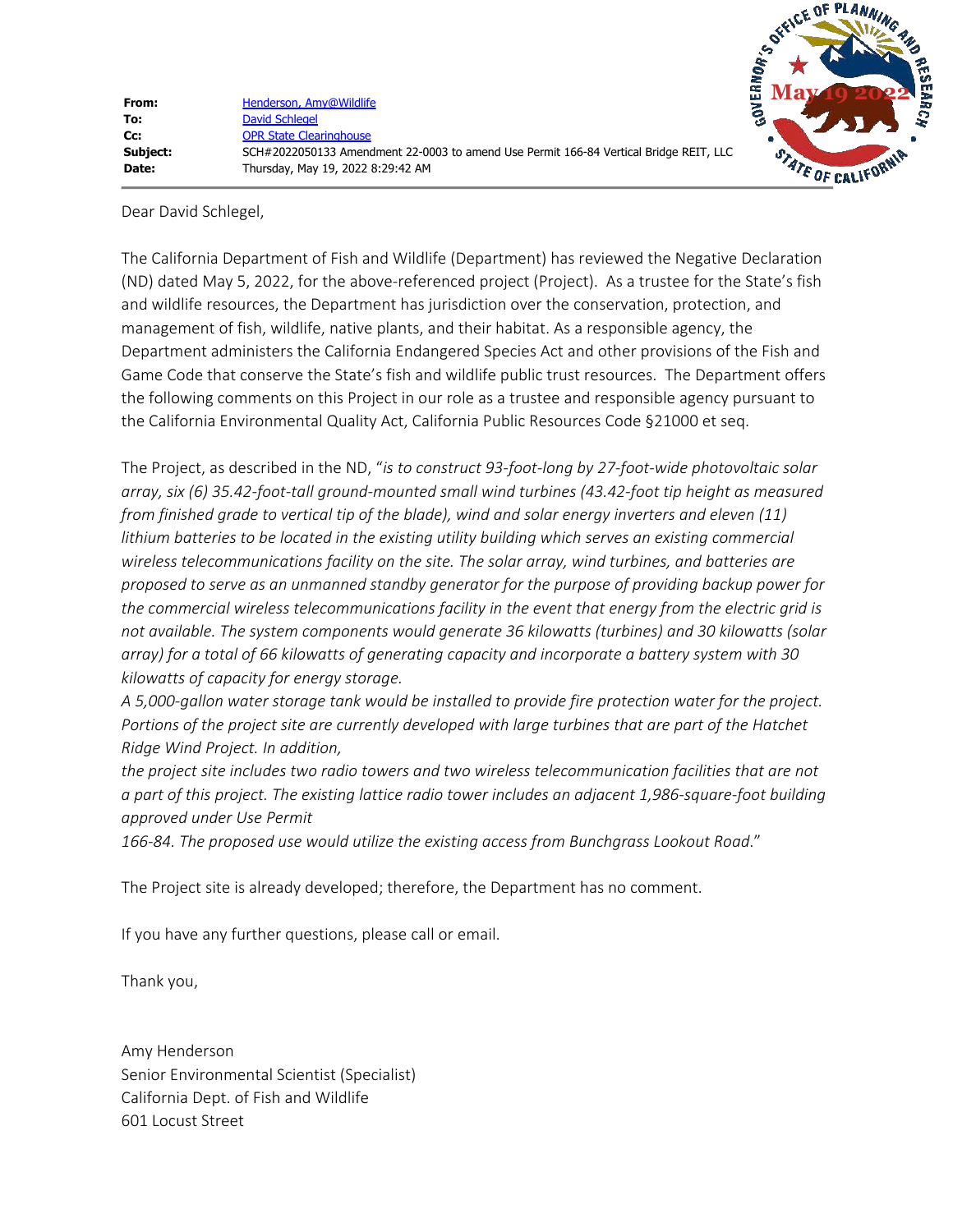**From:** Henderson, Amy@Wildlife
**To:** David Schlegel
**Cc:** OPR State Clearinghouse
**Subject:** SCH#2022050133 Amendment 22-0003 to amend Use Permit 166-84 Vertical Bridge REIT, LLC
**Date:** Thursday, May 19, 2022 8:29:42 AM

Dear David Schlegel,

The California Department of Fish and Wildlife (Department) has reviewed the Negative Declaration (ND) dated May 5, 2022, for the above-referenced project (Project). As a trustee for the State's fish and wildlife resources, the Department has jurisdiction over the conservation, protection, and management of fish, wildlife, native plants, and their habitat. As a responsible agency, the Department administers the California Endangered Species Act and other provisions of the Fish and Game Code that conserve the State's fish and wildlife public trust resources. The Department offers the following comments on this Project in our role as a trustee and responsible agency pursuant to the California Environmental Quality Act, California Public Resources Code §21000 et seq.

The Project, as described in the ND, "*is to construct 93-foot-long by 27-foot-wide photovoltaic solar array, six (6) 35.42-foot-tall ground-mounted small wind turbines (43.42-foot tip height as measured from finished grade to vertical tip of the blade), wind and solar energy inverters and eleven (11) lithium batteries to be located in the existing utility building which serves an existing commercial wireless telecommunications facility on the site. The solar array, wind turbines, and batteries are proposed to serve as an unmanned standby generator for the purpose of providing backup power for the commercial wireless telecommunications facility in the event that energy from the electric grid is not available. The system components would generate 36 kilowatts (turbines) and 30 kilowatts (solar array) for a total of 66 kilowatts of generating capacity and incorporate a battery system with 30 kilowatts of capacity for energy storage.*
*A 5,000-gallon water storage tank would be installed to provide fire protection water for the project. Portions of the project site are currently developed with large turbines that are part of the Hatchet Ridge Wind Project. In addition,*
*the project site includes two radio towers and two wireless telecommunication facilities that are not a part of this project. The existing lattice radio tower includes an adjacent 1,986-square-foot building approved under Use Permit*
*166-84. The proposed use would utilize the existing access from Bunchgrass Lookout Road.*"

The Project site is already developed; therefore, the Department has no comment.

If you have any further questions, please call or email.

Thank you,

Amy Henderson
Senior Environmental Scientist (Specialist)
California Dept. of Fish and Wildlife
601 Locust Street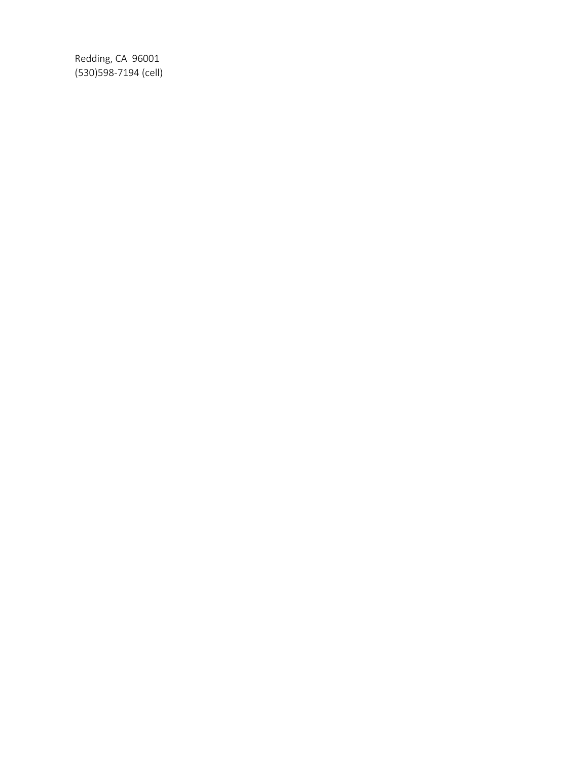Redding, CA 96001
(530)598-7194 (cell)